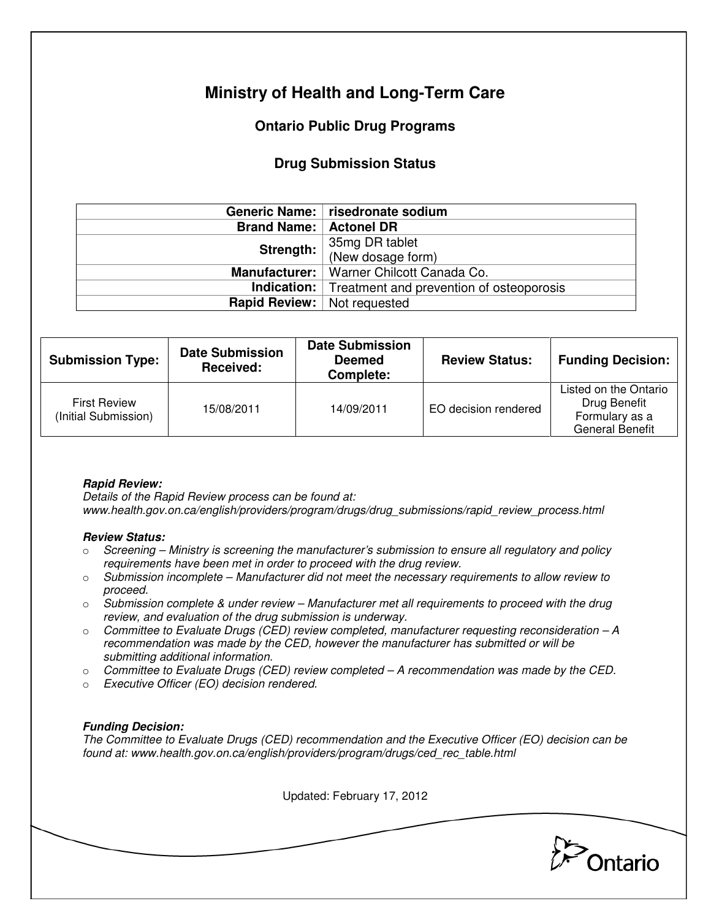# Ministry of Health and Long-Term Care

## Ontario Public Drug Programs

### Drug Submission Status

| | |
|---|---|
| **Generic Name:** | **risedronate sodium** |
| **Brand Name:** | **Actonel DR** |
| **Strength:** | 35mg DR tablet (New dosage form) |
| **Manufacturer:** | Warner Chilcott Canada Co. |
| **Indication:** | Treatment and prevention of osteoporosis |
| **Rapid Review:** | Not requested |

| Submission Type: | Date Submission Received: | Date Submission Deemed Complete: | Review Status: | Funding Decision: |
|---|---|---|---|---|
| First Review (Initial Submission) | 15/08/2011 | 14/09/2011 | EO decision rendered | Listed on the Ontario Drug Benefit Formulary as a General Benefit |

***Rapid Review:***
*Details of the Rapid Review process can be found at:*
*www.health.gov.on.ca/english/providers/program/drugs/drug_submissions/rapid_review_process.html*

***Review Status:***

- *Screening – Ministry is screening the manufacturer's submission to ensure all regulatory and policy requirements have been met in order to proceed with the drug review.*
- *Submission incomplete – Manufacturer did not meet the necessary requirements to allow review to proceed.*
- *Submission complete & under review – Manufacturer met all requirements to proceed with the drug review, and evaluation of the drug submission is underway.*
- *Committee to Evaluate Drugs (CED) review completed, manufacturer requesting reconsideration – A recommendation was made by the CED, however the manufacturer has submitted or will be submitting additional information.*
- *Committee to Evaluate Drugs (CED) review completed – A recommendation was made by the CED.*
- *Executive Officer (EO) decision rendered.*

***Funding Decision:***
*The Committee to Evaluate Drugs (CED) recommendation and the Executive Officer (EO) decision can be found at: www.health.gov.on.ca/english/providers/program/drugs/ced_rec_table.html*

Updated: February 17, 2012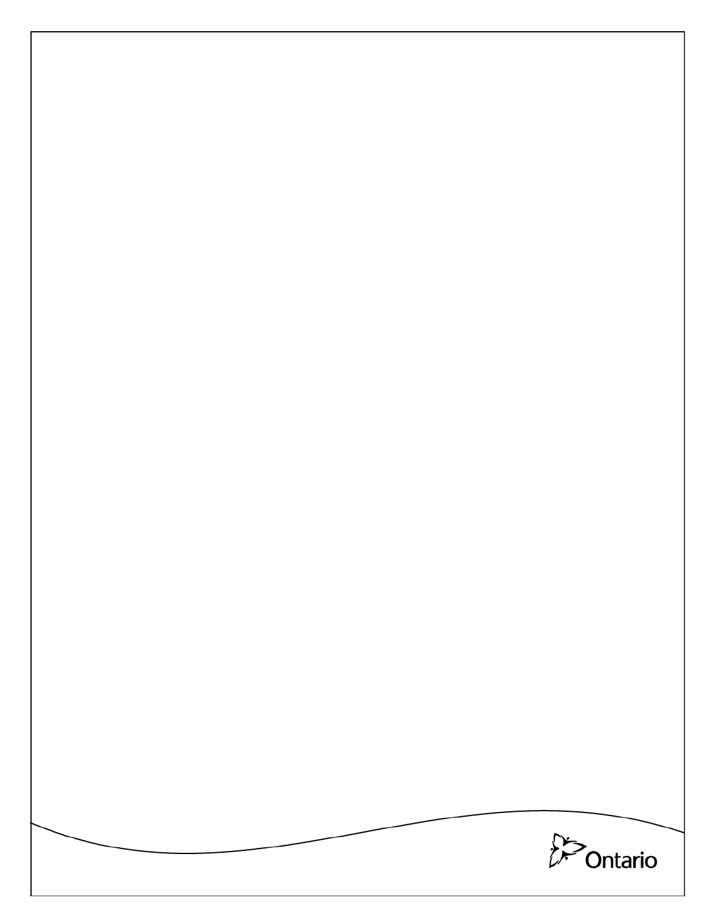Ontario